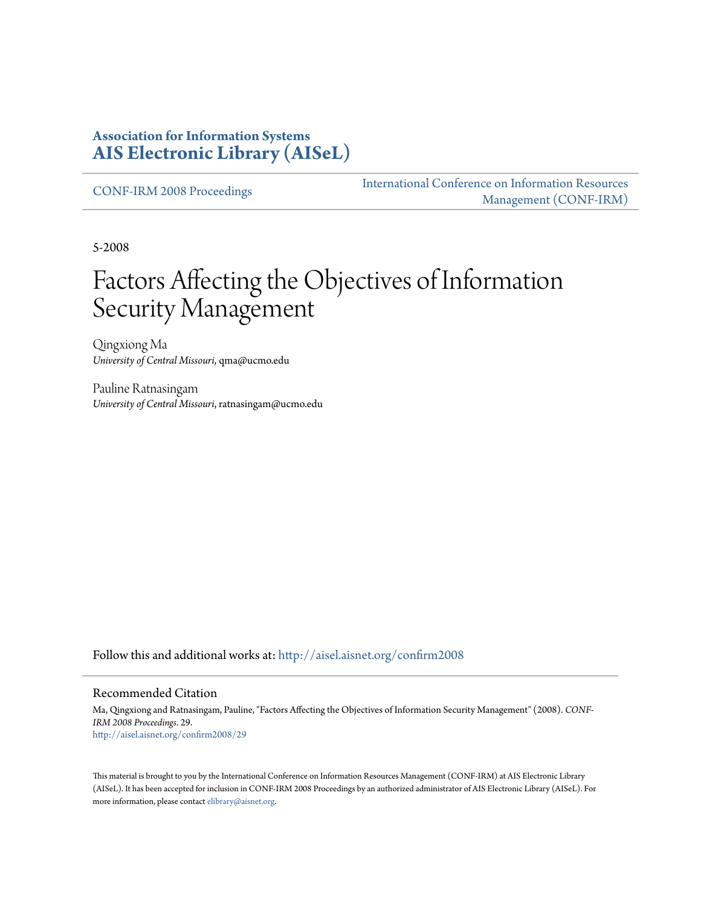**Association for Information Systems**
**AIS Electronic Library (AISeL)**

CONF-IRM 2008 Proceedings

International Conference on Information Resources Management (CONF-IRM)

5-2008

# Factors Affecting the Objectives of Information Security Management

Qingxiong Ma
*University of Central Missouri*, qma@ucmo.edu

Pauline Ratnasingam
*University of Central Missouri*, ratnasingam@ucmo.edu

Follow this and additional works at: http://aisel.aisnet.org/confirm2008

## Recommended Citation

Ma, Qingxiong and Ratnasingam, Pauline, "Factors Affecting the Objectives of Information Security Management" (2008). *CONF-IRM 2008 Proceedings*. 29.
http://aisel.aisnet.org/confirm2008/29

This material is brought to you by the International Conference on Information Resources Management (CONF-IRM) at AIS Electronic Library (AISeL). It has been accepted for inclusion in CONF-IRM 2008 Proceedings by an authorized administrator of AIS Electronic Library (AISeL). For more information, please contact elibrary@aisnet.org.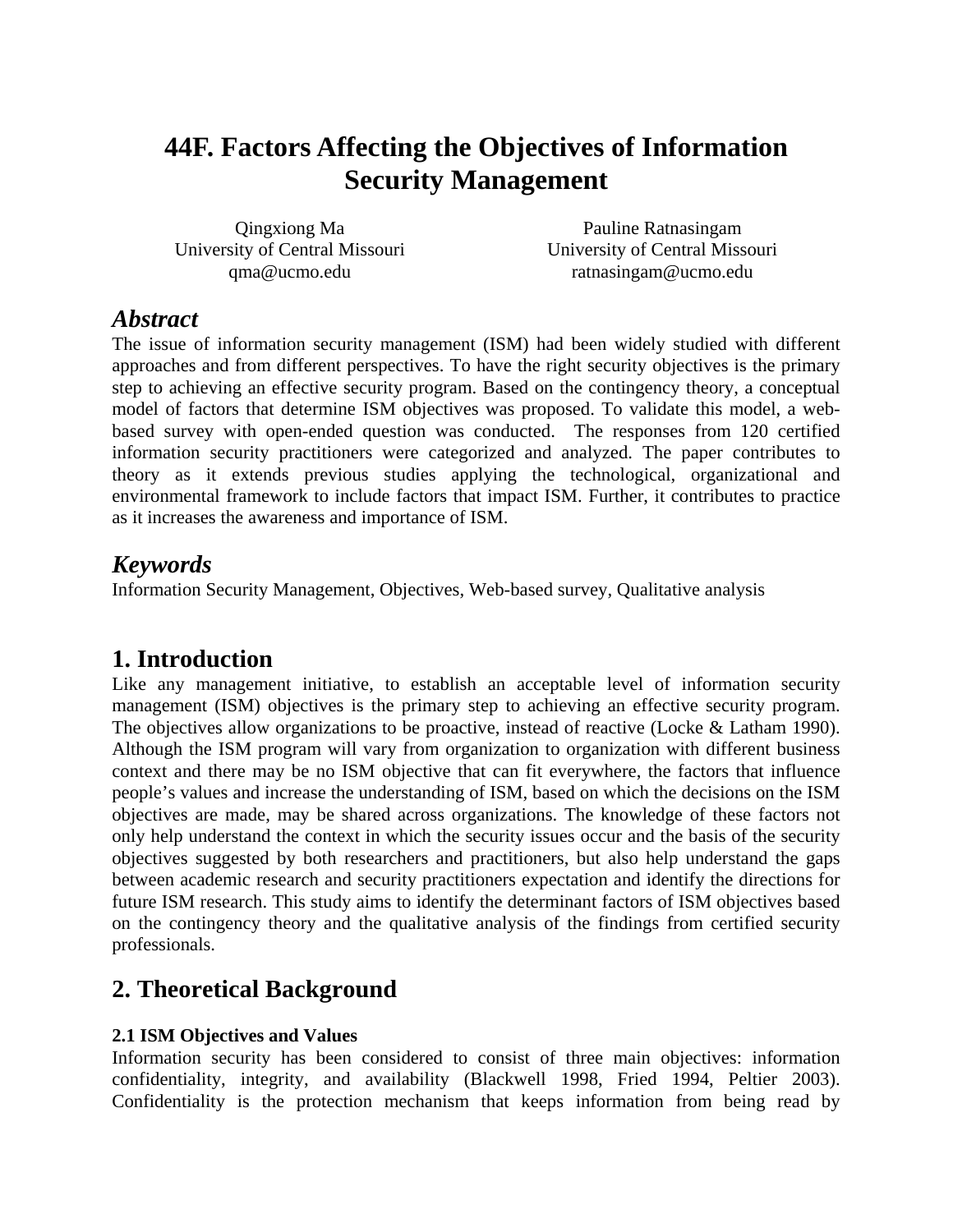# 44F. Factors Affecting the Objectives of Information Security Management

Qingxiong Ma
University of Central Missouri
qma@ucmo.edu

Pauline Ratnasingam
University of Central Missouri
ratnasingam@ucmo.edu

## *Abstract*

The issue of information security management (ISM) had been widely studied with different approaches and from different perspectives. To have the right security objectives is the primary step to achieving an effective security program. Based on the contingency theory, a conceptual model of factors that determine ISM objectives was proposed. To validate this model, a web-based survey with open-ended question was conducted. The responses from 120 certified information security practitioners were categorized and analyzed. The paper contributes to theory as it extends previous studies applying the technological, organizational and environmental framework to include factors that impact ISM. Further, it contributes to practice as it increases the awareness and importance of ISM.

## *Keywords*

Information Security Management, Objectives, Web-based survey, Qualitative analysis

## 1. Introduction

Like any management initiative, to establish an acceptable level of information security management (ISM) objectives is the primary step to achieving an effective security program. The objectives allow organizations to be proactive, instead of reactive (Locke & Latham 1990). Although the ISM program will vary from organization to organization with different business context and there may be no ISM objective that can fit everywhere, the factors that influence people's values and increase the understanding of ISM, based on which the decisions on the ISM objectives are made, may be shared across organizations. The knowledge of these factors not only help understand the context in which the security issues occur and the basis of the security objectives suggested by both researchers and practitioners, but also help understand the gaps between academic research and security practitioners expectation and identify the directions for future ISM research. This study aims to identify the determinant factors of ISM objectives based on the contingency theory and the qualitative analysis of the findings from certified security professionals.

## 2. Theoretical Background

### 2.1 ISM Objectives and Values

Information security has been considered to consist of three main objectives: information confidentiality, integrity, and availability (Blackwell 1998, Fried 1994, Peltier 2003). Confidentiality is the protection mechanism that keeps information from being read by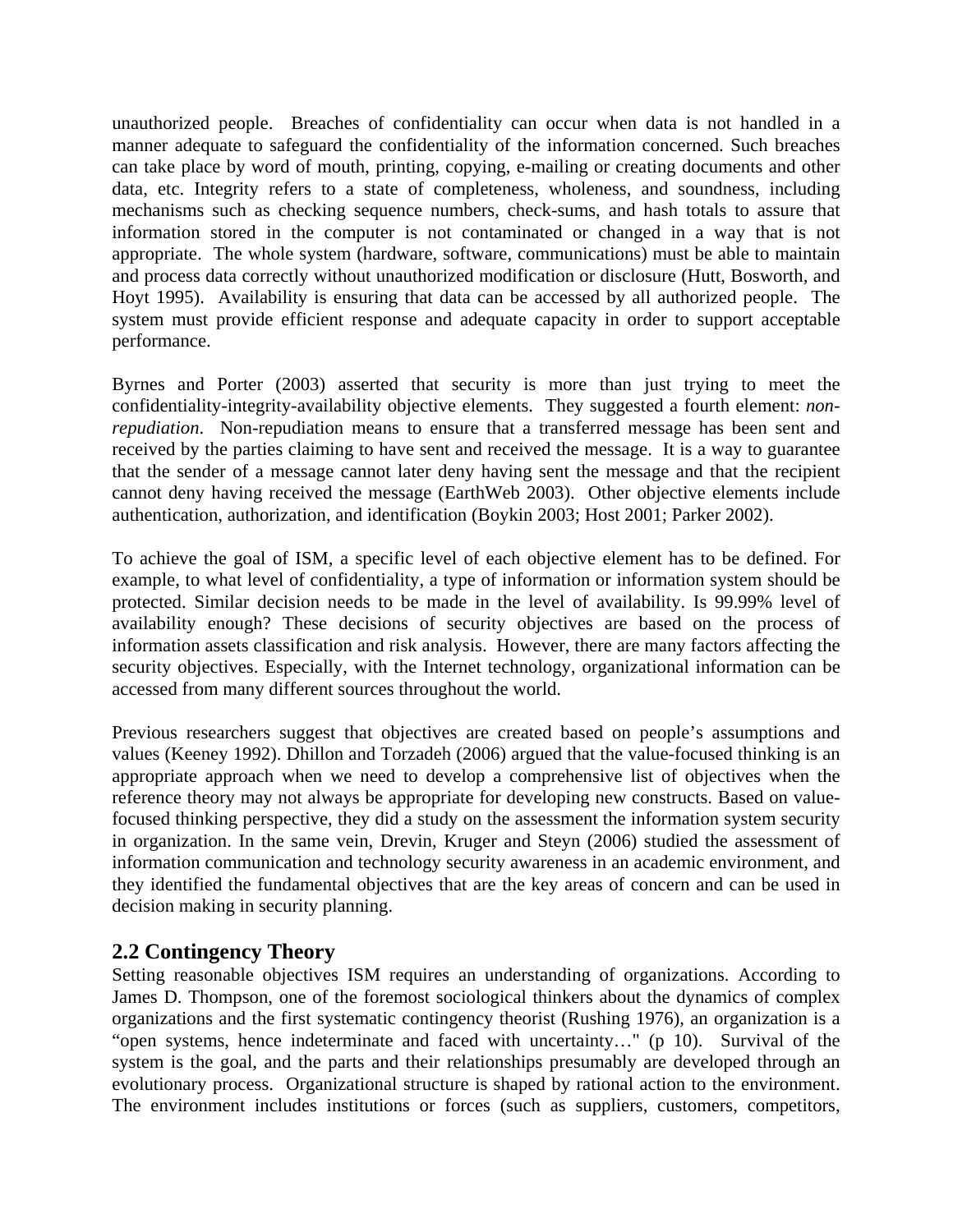unauthorized people. Breaches of confidentiality can occur when data is not handled in a manner adequate to safeguard the confidentiality of the information concerned. Such breaches can take place by word of mouth, printing, copying, e-mailing or creating documents and other data, etc. Integrity refers to a state of completeness, wholeness, and soundness, including mechanisms such as checking sequence numbers, check-sums, and hash totals to assure that information stored in the computer is not contaminated or changed in a way that is not appropriate. The whole system (hardware, software, communications) must be able to maintain and process data correctly without unauthorized modification or disclosure (Hutt, Bosworth, and Hoyt 1995). Availability is ensuring that data can be accessed by all authorized people. The system must provide efficient response and adequate capacity in order to support acceptable performance.

Byrnes and Porter (2003) asserted that security is more than just trying to meet the confidentiality-integrity-availability objective elements. They suggested a fourth element: *non-repudiation*. Non-repudiation means to ensure that a transferred message has been sent and received by the parties claiming to have sent and received the message. It is a way to guarantee that the sender of a message cannot later deny having sent the message and that the recipient cannot deny having received the message (EarthWeb 2003). Other objective elements include authentication, authorization, and identification (Boykin 2003; Host 2001; Parker 2002).

To achieve the goal of ISM, a specific level of each objective element has to be defined. For example, to what level of confidentiality, a type of information or information system should be protected. Similar decision needs to be made in the level of availability. Is 99.99% level of availability enough? These decisions of security objectives are based on the process of information assets classification and risk analysis. However, there are many factors affecting the security objectives. Especially, with the Internet technology, organizational information can be accessed from many different sources throughout the world.

Previous researchers suggest that objectives are created based on people's assumptions and values (Keeney 1992). Dhillon and Torzadeh (2006) argued that the value-focused thinking is an appropriate approach when we need to develop a comprehensive list of objectives when the reference theory may not always be appropriate for developing new constructs. Based on value-focused thinking perspective, they did a study on the assessment the information system security in organization. In the same vein, Drevin, Kruger and Steyn (2006) studied the assessment of information communication and technology security awareness in an academic environment, and they identified the fundamental objectives that are the key areas of concern and can be used in decision making in security planning.

## 2.2 Contingency Theory

Setting reasonable objectives ISM requires an understanding of organizations. According to James D. Thompson, one of the foremost sociological thinkers about the dynamics of complex organizations and the first systematic contingency theorist (Rushing 1976), an organization is a "open systems, hence indeterminate and faced with uncertainty…" (p 10). Survival of the system is the goal, and the parts and their relationships presumably are developed through an evolutionary process. Organizational structure is shaped by rational action to the environment. The environment includes institutions or forces (such as suppliers, customers, competitors,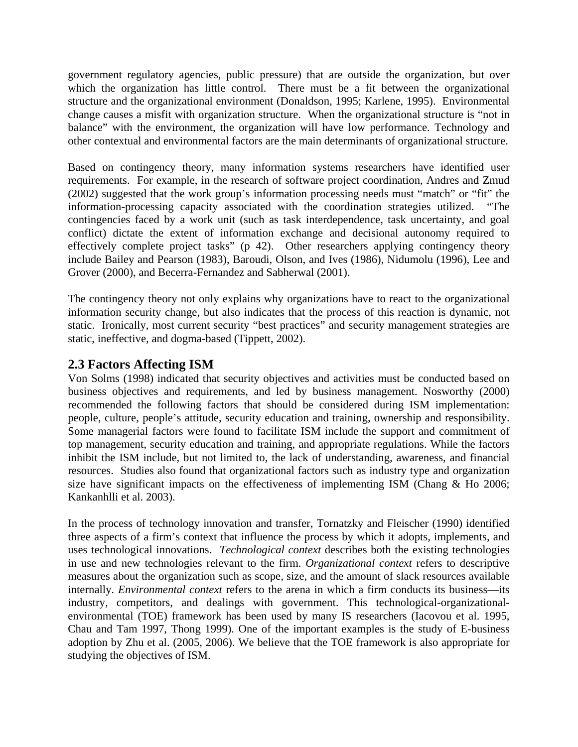government regulatory agencies, public pressure) that are outside the organization, but over which the organization has little control. There must be a fit between the organizational structure and the organizational environment (Donaldson, 1995; Karlene, 1995). Environmental change causes a misfit with organization structure. When the organizational structure is "not in balance" with the environment, the organization will have low performance. Technology and other contextual and environmental factors are the main determinants of organizational structure.

Based on contingency theory, many information systems researchers have identified user requirements. For example, in the research of software project coordination, Andres and Zmud (2002) suggested that the work group's information processing needs must "match" or "fit" the information-processing capacity associated with the coordination strategies utilized. "The contingencies faced by a work unit (such as task interdependence, task uncertainty, and goal conflict) dictate the extent of information exchange and decisional autonomy required to effectively complete project tasks" (p 42). Other researchers applying contingency theory include Bailey and Pearson (1983), Baroudi, Olson, and Ives (1986), Nidumolu (1996), Lee and Grover (2000), and Becerra-Fernandez and Sabherwal (2001).

The contingency theory not only explains why organizations have to react to the organizational information security change, but also indicates that the process of this reaction is dynamic, not static. Ironically, most current security "best practices" and security management strategies are static, ineffective, and dogma-based (Tippett, 2002).

## 2.3 Factors Affecting ISM

Von Solms (1998) indicated that security objectives and activities must be conducted based on business objectives and requirements, and led by business management. Nosworthy (2000) recommended the following factors that should be considered during ISM implementation: people, culture, people's attitude, security education and training, ownership and responsibility. Some managerial factors were found to facilitate ISM include the support and commitment of top management, security education and training, and appropriate regulations. While the factors inhibit the ISM include, but not limited to, the lack of understanding, awareness, and financial resources. Studies also found that organizational factors such as industry type and organization size have significant impacts on the effectiveness of implementing ISM (Chang & Ho 2006; Kankanhlli et al. 2003).

In the process of technology innovation and transfer, Tornatzky and Fleischer (1990) identified three aspects of a firm's context that influence the process by which it adopts, implements, and uses technological innovations. *Technological context* describes both the existing technologies in use and new technologies relevant to the firm. *Organizational context* refers to descriptive measures about the organization such as scope, size, and the amount of slack resources available internally. *Environmental context* refers to the arena in which a firm conducts its business—its industry, competitors, and dealings with government. This technological-organizational-environmental (TOE) framework has been used by many IS researchers (Iacovou et al. 1995, Chau and Tam 1997, Thong 1999). One of the important examples is the study of E-business adoption by Zhu et al. (2005, 2006). We believe that the TOE framework is also appropriate for studying the objectives of ISM.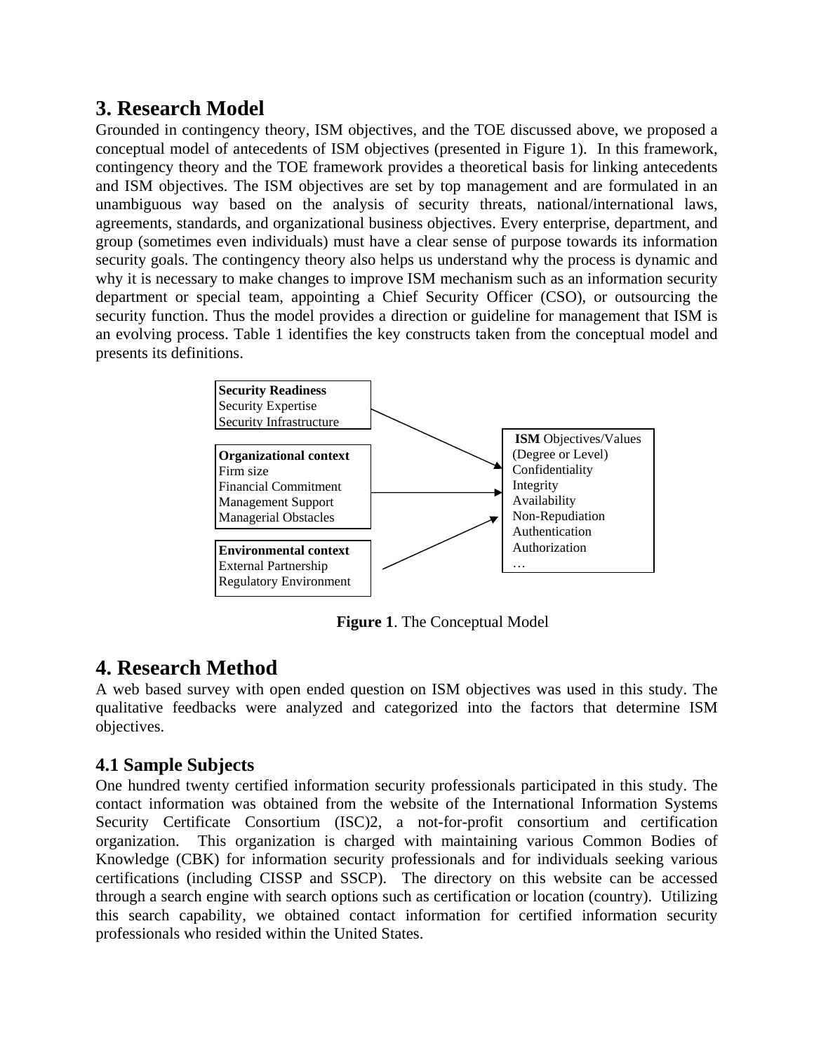## 3. Research Model

Grounded in contingency theory, ISM objectives, and the TOE discussed above, we proposed a conceptual model of antecedents of ISM objectives (presented in Figure 1). In this framework, contingency theory and the TOE framework provides a theoretical basis for linking antecedents and ISM objectives. The ISM objectives are set by top management and are formulated in an unambiguous way based on the analysis of security threats, national/international laws, agreements, standards, and organizational business objectives. Every enterprise, department, and group (sometimes even individuals) must have a clear sense of purpose towards its information security goals. The contingency theory also helps us understand why the process is dynamic and why it is necessary to make changes to improve ISM mechanism such as an information security department or special team, appointing a Chief Security Officer (CSO), or outsourcing the security function. Thus the model provides a direction or guideline for management that ISM is an evolving process. Table 1 identifies the key constructs taken from the conceptual model and presents its definitions.

**Security Readiness**
Security Expertise
Security Infrastructure

**Organizational context**
Firm size
Financial Commitment
Management Support
Managerial Obstacles

**Environmental context**
External Partnership
Regulatory Environment

**ISM** Objectives/Values
(Degree or Level)
Confidentiality
Integrity
Availability
Non-Repudiation
Authentication
Authorization
…

**Figure 1**. The Conceptual Model

## 4. Research Method

A web based survey with open ended question on ISM objectives was used in this study. The qualitative feedbacks were analyzed and categorized into the factors that determine ISM objectives.

### 4.1 Sample Subjects

One hundred twenty certified information security professionals participated in this study. The contact information was obtained from the website of the International Information Systems Security Certificate Consortium (ISC)2, a not-for-profit consortium and certification organization. This organization is charged with maintaining various Common Bodies of Knowledge (CBK) for information security professionals and for individuals seeking various certifications (including CISSP and SSCP). The directory on this website can be accessed through a search engine with search options such as certification or location (country). Utilizing this search capability, we obtained contact information for certified information security professionals who resided within the United States.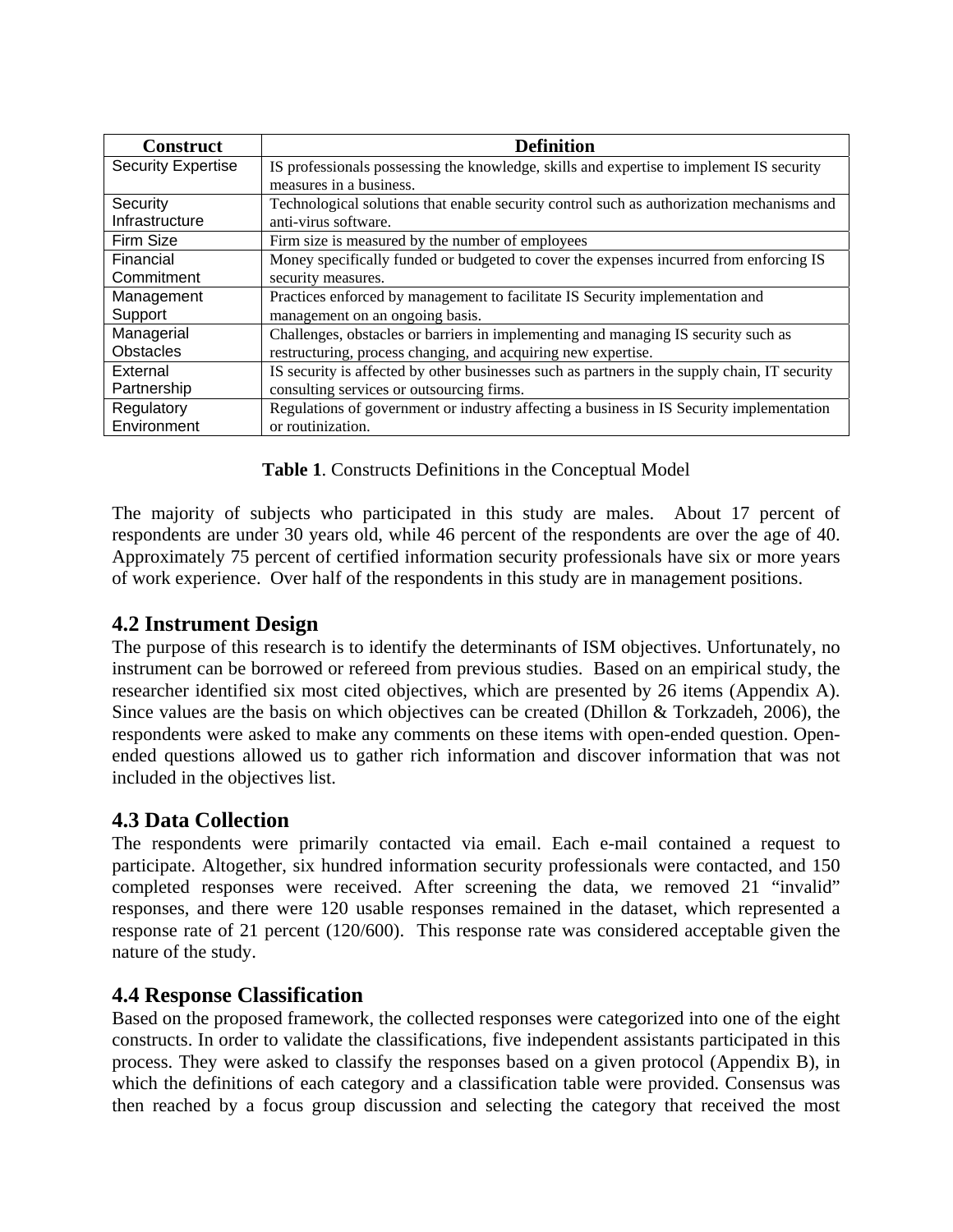| Construct | Definition |
| --- | --- |
| Security Expertise | IS professionals possessing the knowledge, skills and expertise to implement IS security measures in a business. |
| Security Infrastructure | Technological solutions that enable security control such as authorization mechanisms and anti-virus software. |
| Firm Size | Firm size is measured by the number of employees |
| Financial Commitment | Money specifically funded or budgeted to cover the expenses incurred from enforcing IS security measures. |
| Management Support | Practices enforced by management to facilitate IS Security implementation and management on an ongoing basis. |
| Managerial Obstacles | Challenges, obstacles or barriers in implementing and managing IS security such as restructuring, process changing, and acquiring new expertise. |
| External Partnership | IS security is affected by other businesses such as partners in the supply chain, IT security consulting services or outsourcing firms. |
| Regulatory Environment | Regulations of government or industry affecting a business in IS Security implementation or routinization. |

**Table 1**. Constructs Definitions in the Conceptual Model

The majority of subjects who participated in this study are males. About 17 percent of respondents are under 30 years old, while 46 percent of the respondents are over the age of 40. Approximately 75 percent of certified information security professionals have six or more years of work experience. Over half of the respondents in this study are in management positions.

## 4.2 Instrument Design

The purpose of this research is to identify the determinants of ISM objectives. Unfortunately, no instrument can be borrowed or refereed from previous studies. Based on an empirical study, the researcher identified six most cited objectives, which are presented by 26 items (Appendix A). Since values are the basis on which objectives can be created (Dhillon & Torkzadeh, 2006), the respondents were asked to make any comments on these items with open-ended question. Open-ended questions allowed us to gather rich information and discover information that was not included in the objectives list.

## 4.3 Data Collection

The respondents were primarily contacted via email. Each e-mail contained a request to participate. Altogether, six hundred information security professionals were contacted, and 150 completed responses were received. After screening the data, we removed 21 "invalid" responses, and there were 120 usable responses remained in the dataset, which represented a response rate of 21 percent (120/600). This response rate was considered acceptable given the nature of the study.

## 4.4 Response Classification

Based on the proposed framework, the collected responses were categorized into one of the eight constructs. In order to validate the classifications, five independent assistants participated in this process. They were asked to classify the responses based on a given protocol (Appendix B), in which the definitions of each category and a classification table were provided. Consensus was then reached by a focus group discussion and selecting the category that received the most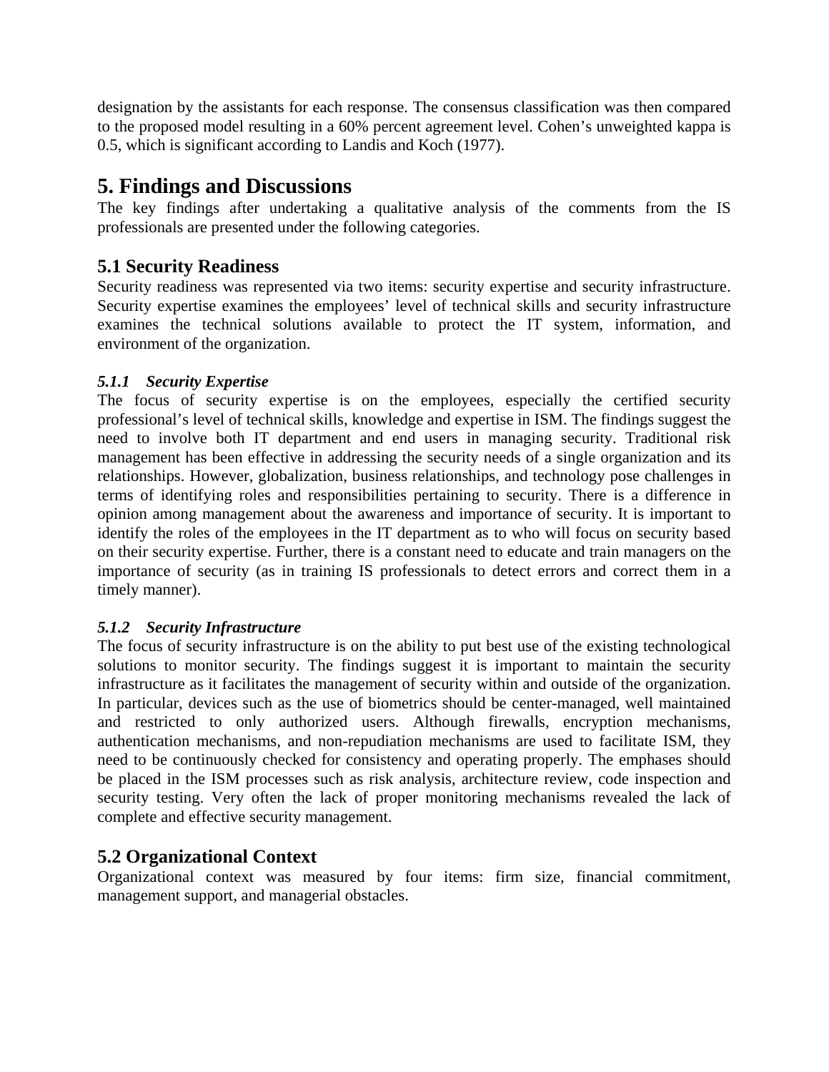designation by the assistants for each response. The consensus classification was then compared to the proposed model resulting in a 60% percent agreement level. Cohen's unweighted kappa is 0.5, which is significant according to Landis and Koch (1977).

# 5. Findings and Discussions

The key findings after undertaking a qualitative analysis of the comments from the IS professionals are presented under the following categories.

## 5.1 Security Readiness

Security readiness was represented via two items: security expertise and security infrastructure. Security expertise examines the employees' level of technical skills and security infrastructure examines the technical solutions available to protect the IT system, information, and environment of the organization.

### *5.1.1 Security Expertise*

The focus of security expertise is on the employees, especially the certified security professional's level of technical skills, knowledge and expertise in ISM. The findings suggest the need to involve both IT department and end users in managing security. Traditional risk management has been effective in addressing the security needs of a single organization and its relationships. However, globalization, business relationships, and technology pose challenges in terms of identifying roles and responsibilities pertaining to security. There is a difference in opinion among management about the awareness and importance of security. It is important to identify the roles of the employees in the IT department as to who will focus on security based on their security expertise. Further, there is a constant need to educate and train managers on the importance of security (as in training IS professionals to detect errors and correct them in a timely manner).

### *5.1.2 Security Infrastructure*

The focus of security infrastructure is on the ability to put best use of the existing technological solutions to monitor security. The findings suggest it is important to maintain the security infrastructure as it facilitates the management of security within and outside of the organization. In particular, devices such as the use of biometrics should be center-managed, well maintained and restricted to only authorized users. Although firewalls, encryption mechanisms, authentication mechanisms, and non-repudiation mechanisms are used to facilitate ISM, they need to be continuously checked for consistency and operating properly. The emphases should be placed in the ISM processes such as risk analysis, architecture review, code inspection and security testing. Very often the lack of proper monitoring mechanisms revealed the lack of complete and effective security management.

## 5.2 Organizational Context

Organizational context was measured by four items: firm size, financial commitment, management support, and managerial obstacles.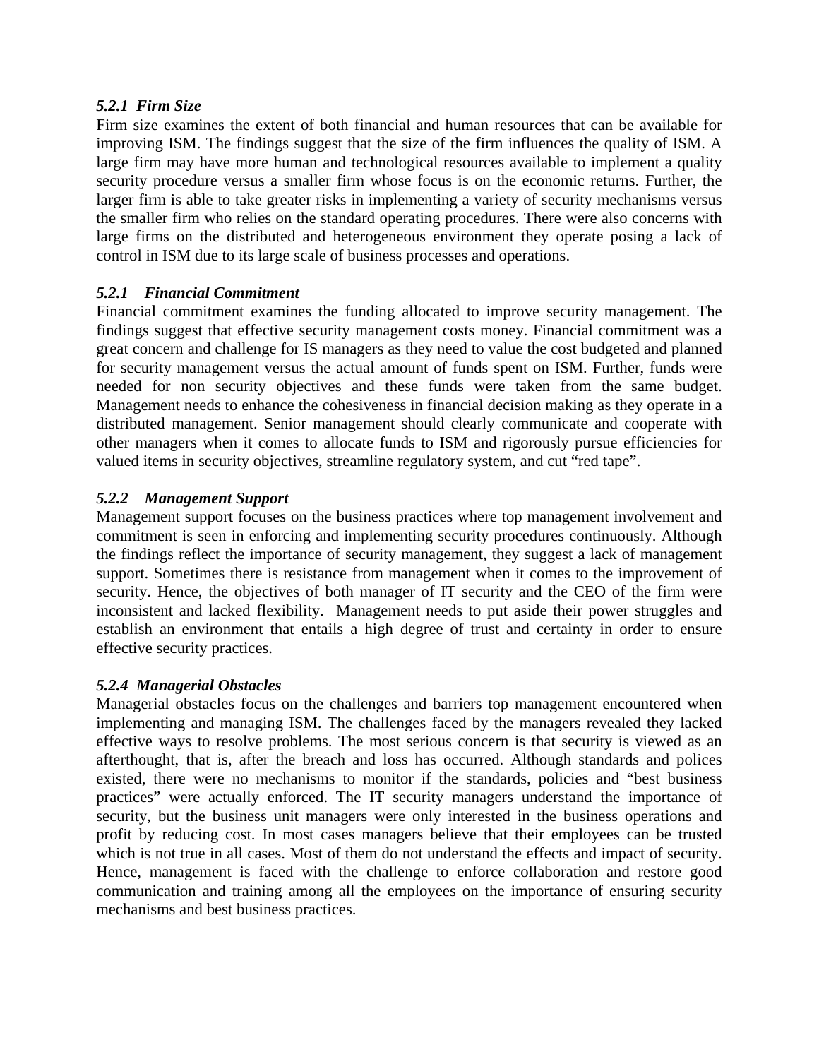#### *5.2.1 Firm Size*

Firm size examines the extent of both financial and human resources that can be available for improving ISM. The findings suggest that the size of the firm influences the quality of ISM. A large firm may have more human and technological resources available to implement a quality security procedure versus a smaller firm whose focus is on the economic returns. Further, the larger firm is able to take greater risks in implementing a variety of security mechanisms versus the smaller firm who relies on the standard operating procedures. There were also concerns with large firms on the distributed and heterogeneous environment they operate posing a lack of control in ISM due to its large scale of business processes and operations.

#### *5.2.1 Financial Commitment*

Financial commitment examines the funding allocated to improve security management. The findings suggest that effective security management costs money. Financial commitment was a great concern and challenge for IS managers as they need to value the cost budgeted and planned for security management versus the actual amount of funds spent on ISM. Further, funds were needed for non security objectives and these funds were taken from the same budget. Management needs to enhance the cohesiveness in financial decision making as they operate in a distributed management. Senior management should clearly communicate and cooperate with other managers when it comes to allocate funds to ISM and rigorously pursue efficiencies for valued items in security objectives, streamline regulatory system, and cut "red tape".

#### *5.2.2 Management Support*

Management support focuses on the business practices where top management involvement and commitment is seen in enforcing and implementing security procedures continuously. Although the findings reflect the importance of security management, they suggest a lack of management support. Sometimes there is resistance from management when it comes to the improvement of security. Hence, the objectives of both manager of IT security and the CEO of the firm were inconsistent and lacked flexibility. Management needs to put aside their power struggles and establish an environment that entails a high degree of trust and certainty in order to ensure effective security practices.

#### *5.2.4 Managerial Obstacles*

Managerial obstacles focus on the challenges and barriers top management encountered when implementing and managing ISM. The challenges faced by the managers revealed they lacked effective ways to resolve problems. The most serious concern is that security is viewed as an afterthought, that is, after the breach and loss has occurred. Although standards and polices existed, there were no mechanisms to monitor if the standards, policies and "best business practices" were actually enforced. The IT security managers understand the importance of security, but the business unit managers were only interested in the business operations and profit by reducing cost. In most cases managers believe that their employees can be trusted which is not true in all cases. Most of them do not understand the effects and impact of security. Hence, management is faced with the challenge to enforce collaboration and restore good communication and training among all the employees on the importance of ensuring security mechanisms and best business practices.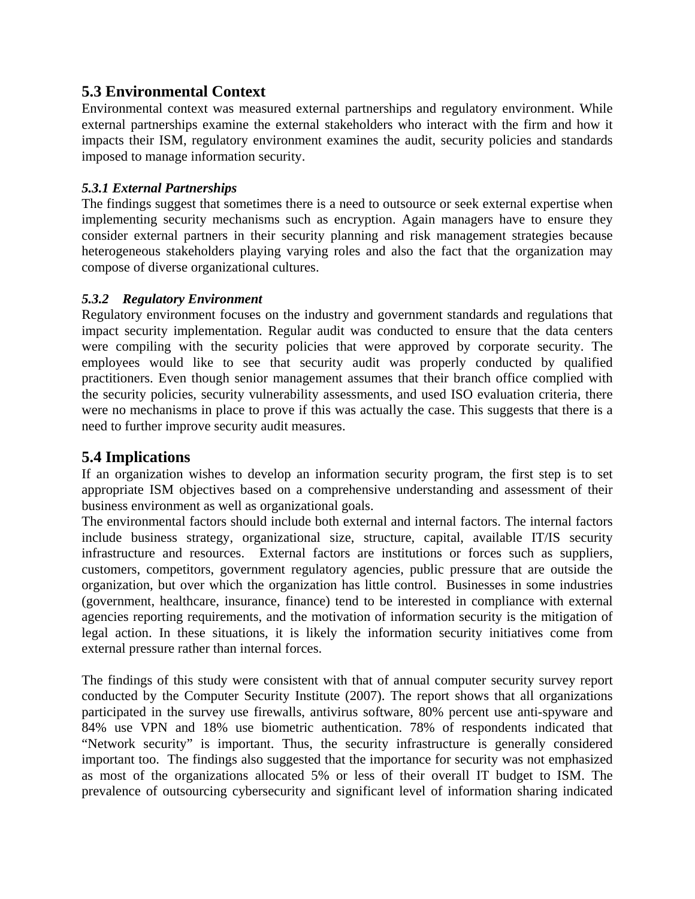## 5.3 Environmental Context

Environmental context was measured external partnerships and regulatory environment. While external partnerships examine the external stakeholders who interact with the firm and how it impacts their ISM, regulatory environment examines the audit, security policies and standards imposed to manage information security.

### *5.3.1 External Partnerships*

The findings suggest that sometimes there is a need to outsource or seek external expertise when implementing security mechanisms such as encryption. Again managers have to ensure they consider external partners in their security planning and risk management strategies because heterogeneous stakeholders playing varying roles and also the fact that the organization may compose of diverse organizational cultures.

### *5.3.2 Regulatory Environment*

Regulatory environment focuses on the industry and government standards and regulations that impact security implementation. Regular audit was conducted to ensure that the data centers were compiling with the security policies that were approved by corporate security. The employees would like to see that security audit was properly conducted by qualified practitioners. Even though senior management assumes that their branch office complied with the security policies, security vulnerability assessments, and used ISO evaluation criteria, there were no mechanisms in place to prove if this was actually the case. This suggests that there is a need to further improve security audit measures.

## 5.4 Implications

If an organization wishes to develop an information security program, the first step is to set appropriate ISM objectives based on a comprehensive understanding and assessment of their business environment as well as organizational goals.

The environmental factors should include both external and internal factors. The internal factors include business strategy, organizational size, structure, capital, available IT/IS security infrastructure and resources. External factors are institutions or forces such as suppliers, customers, competitors, government regulatory agencies, public pressure that are outside the organization, but over which the organization has little control. Businesses in some industries (government, healthcare, insurance, finance) tend to be interested in compliance with external agencies reporting requirements, and the motivation of information security is the mitigation of legal action. In these situations, it is likely the information security initiatives come from external pressure rather than internal forces.

The findings of this study were consistent with that of annual computer security survey report conducted by the Computer Security Institute (2007). The report shows that all organizations participated in the survey use firewalls, antivirus software, 80% percent use anti-spyware and 84% use VPN and 18% use biometric authentication. 78% of respondents indicated that "Network security" is important. Thus, the security infrastructure is generally considered important too. The findings also suggested that the importance for security was not emphasized as most of the organizations allocated 5% or less of their overall IT budget to ISM. The prevalence of outsourcing cybersecurity and significant level of information sharing indicated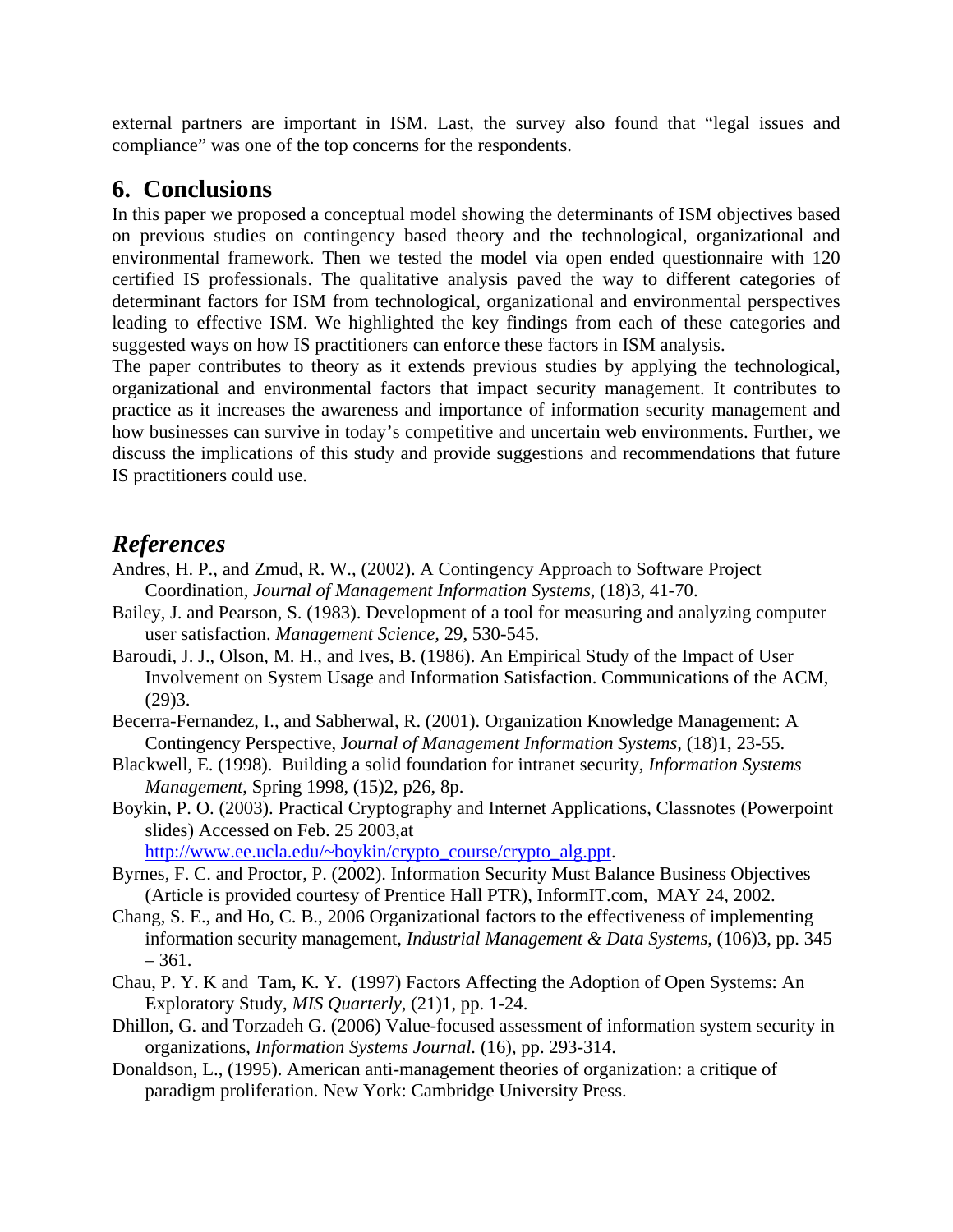external partners are important in ISM. Last, the survey also found that "legal issues and compliance" was one of the top concerns for the respondents.

## 6. Conclusions

In this paper we proposed a conceptual model showing the determinants of ISM objectives based on previous studies on contingency based theory and the technological, organizational and environmental framework. Then we tested the model via open ended questionnaire with 120 certified IS professionals. The qualitative analysis paved the way to different categories of determinant factors for ISM from technological, organizational and environmental perspectives leading to effective ISM. We highlighted the key findings from each of these categories and suggested ways on how IS practitioners can enforce these factors in ISM analysis.

The paper contributes to theory as it extends previous studies by applying the technological, organizational and environmental factors that impact security management. It contributes to practice as it increases the awareness and importance of information security management and how businesses can survive in today's competitive and uncertain web environments. Further, we discuss the implications of this study and provide suggestions and recommendations that future IS practitioners could use.

## *References*

Andres, H. P., and Zmud, R. W., (2002). A Contingency Approach to Software Project Coordination, *Journal of Management Information Systems*, (18)3, 41-70.

Bailey, J. and Pearson, S. (1983). Development of a tool for measuring and analyzing computer user satisfaction. *Management Science*, 29, 530-545.

Baroudi, J. J., Olson, M. H., and Ives, B. (1986). An Empirical Study of the Impact of User Involvement on System Usage and Information Satisfaction. Communications of the ACM, (29)3.

Becerra-Fernandez, I., and Sabherwal, R. (2001). Organization Knowledge Management: A Contingency Perspective, J*ournal of Management Information Systems*, (18)1, 23-55.

Blackwell, E. (1998). Building a solid foundation for intranet security, *Information Systems Management*, Spring 1998, (15)2, p26, 8p.

Boykin, P. O. (2003). Practical Cryptography and Internet Applications, Classnotes (Powerpoint slides) Accessed on Feb. 25 2003,at http://www.ee.ucla.edu/~boykin/crypto_course/crypto_alg.ppt.

Byrnes, F. C. and Proctor, P. (2002). Information Security Must Balance Business Objectives (Article is provided courtesy of Prentice Hall PTR), InformIT.com, MAY 24, 2002.

Chang, S. E., and Ho, C. B., 2006 Organizational factors to the effectiveness of implementing information security management, *Industrial Management & Data Systems*, (106)3, pp. 345 – 361.

Chau, P. Y. K and Tam, K. Y. (1997) Factors Affecting the Adoption of Open Systems: An Exploratory Study, *MIS Quarterly*, (21)1, pp. 1-24.

Dhillon, G. and Torzadeh G. (2006) Value-focused assessment of information system security in organizations, *Information Systems Journal.* (16), pp. 293-314.

Donaldson, L., (1995). American anti-management theories of organization: a critique of paradigm proliferation. New York: Cambridge University Press.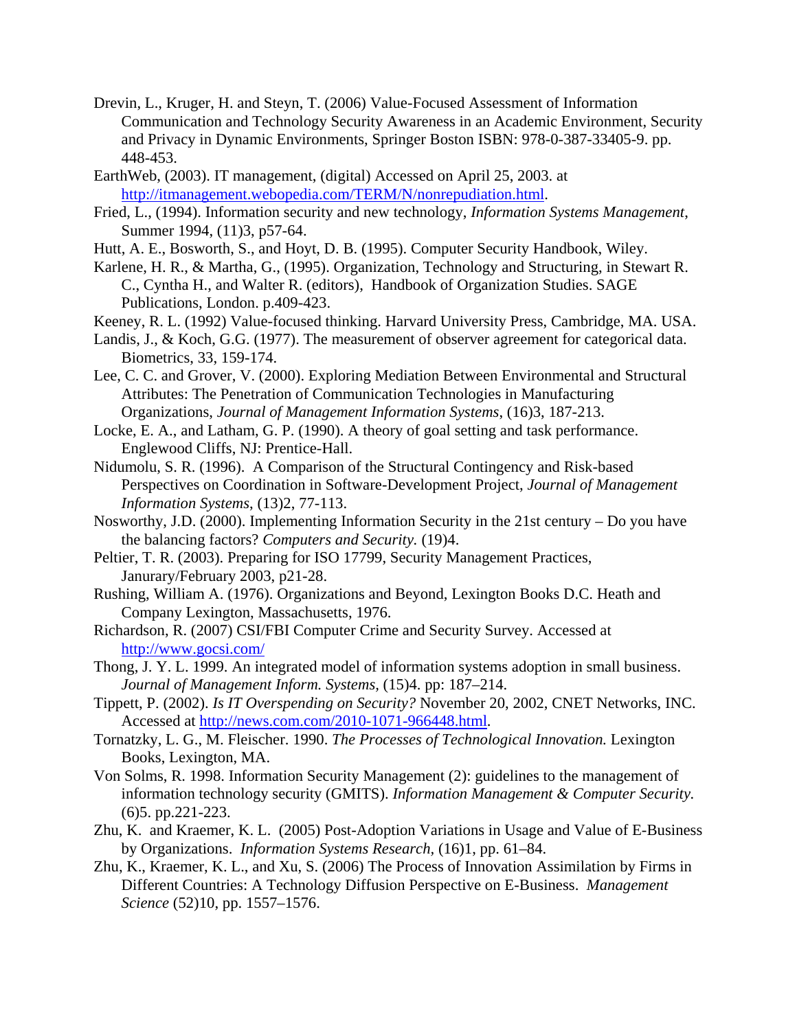Drevin, L., Kruger, H. and Steyn, T. (2006) Value-Focused Assessment of Information Communication and Technology Security Awareness in an Academic Environment, Security and Privacy in Dynamic Environments, Springer Boston ISBN: 978-0-387-33405-9. pp. 448-453.

EarthWeb, (2003). IT management, (digital) Accessed on April 25, 2003. at http://itmanagement.webopedia.com/TERM/N/nonrepudiation.html.

Fried, L., (1994). Information security and new technology, *Information Systems Management*, Summer 1994, (11)3, p57-64.

Hutt, A. E., Bosworth, S., and Hoyt, D. B. (1995). Computer Security Handbook, Wiley.

Karlene, H. R., & Martha, G., (1995). Organization, Technology and Structuring, in Stewart R. C., Cyntha H., and Walter R. (editors), Handbook of Organization Studies. SAGE Publications, London. p.409-423.

Keeney, R. L. (1992) Value-focused thinking. Harvard University Press, Cambridge, MA. USA.

Landis, J., & Koch, G.G. (1977). The measurement of observer agreement for categorical data. Biometrics, 33, 159-174.

Lee, C. C. and Grover, V. (2000). Exploring Mediation Between Environmental and Structural Attributes: The Penetration of Communication Technologies in Manufacturing Organizations, *Journal of Management Information Systems*, (16)3, 187-213.

Locke, E. A., and Latham, G. P. (1990). A theory of goal setting and task performance. Englewood Cliffs, NJ: Prentice-Hall.

Nidumolu, S. R. (1996). A Comparison of the Structural Contingency and Risk-based Perspectives on Coordination in Software-Development Project, *Journal of Management Information Systems*, (13)2, 77-113.

Nosworthy, J.D. (2000). Implementing Information Security in the 21st century – Do you have the balancing factors? *Computers and Security.* (19)4.

Peltier, T. R. (2003). Preparing for ISO 17799, Security Management Practices, Janurary/February 2003, p21-28.

Rushing, William A. (1976). Organizations and Beyond, Lexington Books D.C. Heath and Company Lexington, Massachusetts, 1976.

Richardson, R. (2007) CSI/FBI Computer Crime and Security Survey. Accessed at http://www.gocsi.com/

Thong, J. Y. L. 1999. An integrated model of information systems adoption in small business. *Journal of Management Inform. Systems*, (15)4. pp: 187–214.

Tippett, P. (2002). *Is IT Overspending on Security?* November 20, 2002, CNET Networks, INC. Accessed at http://news.com.com/2010-1071-966448.html.

Tornatzky, L. G., M. Fleischer. 1990. *The Processes of Technological Innovation.* Lexington Books, Lexington, MA.

Von Solms, R. 1998. Information Security Management (2): guidelines to the management of information technology security (GMITS). *Information Management & Computer Security.* (6)5. pp.221-223.

Zhu, K. and Kraemer, K. L. (2005) Post-Adoption Variations in Usage and Value of E-Business by Organizations. *Information Systems Research*, (16)1, pp. 61–84.

Zhu, K., Kraemer, K. L., and Xu, S. (2006) The Process of Innovation Assimilation by Firms in Different Countries: A Technology Diffusion Perspective on E-Business. *Management Science* (52)10, pp. 1557–1576.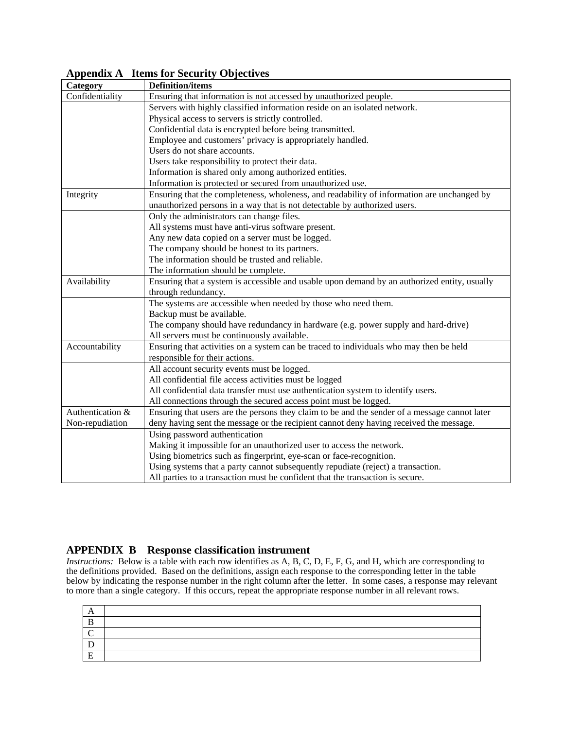## Appendix A Items for Security Objectives

| Category | Definition/items |
|---|---|
| Confidentiality | Ensuring that information is not accessed by unauthorized people. |
| | Servers with highly classified information reside on an isolated network.<br>Physical access to servers is strictly controlled.<br>Confidential data is encrypted before being transmitted.<br>Employee and customers' privacy is appropriately handled.<br>Users do not share accounts.<br>Users take responsibility to protect their data.<br>Information is shared only among authorized entities.<br>Information is protected or secured from unauthorized use. |
| Integrity | Ensuring that the completeness, wholeness, and readability of information are unchanged by unauthorized persons in a way that is not detectable by authorized users. |
| | Only the administrators can change files.<br>All systems must have anti-virus software present.<br>Any new data copied on a server must be logged.<br>The company should be honest to its partners.<br>The information should be trusted and reliable.<br>The information should be complete. |
| Availability | Ensuring that a system is accessible and usable upon demand by an authorized entity, usually through redundancy. |
| | The systems are accessible when needed by those who need them.<br>Backup must be available.<br>The company should have redundancy in hardware (e.g. power supply and hard-drive)<br>All servers must be continuously available. |
| Accountability | Ensuring that activities on a system can be traced to individuals who may then be held responsible for their actions. |
| | All account security events must be logged.<br>All confidential file access activities must be logged<br>All confidential data transfer must use authentication system to identify users.<br>All connections through the secured access point must be logged. |
| Authentication & Non-repudiation | Ensuring that users are the persons they claim to be and the sender of a message cannot later deny having sent the message or the recipient cannot deny having received the message. |
| | Using password authentication<br>Making it impossible for an unauthorized user to access the network.<br>Using biometrics such as fingerprint, eye-scan or face-recognition.<br>Using systems that a party cannot subsequently repudiate (reject) a transaction.<br>All parties to a transaction must be confident that the transaction is secure. |

## APPENDIX B Response classification instrument

*Instructions:* Below is a table with each row identifies as A, B, C, D, E, F, G, and H, which are corresponding to the definitions provided. Based on the definitions, assign each response to the corresponding letter in the table below by indicating the response number in the right column after the letter. In some cases, a response may relevant to more than a single category. If this occurs, repeat the appropriate response number in all relevant rows.

| | |
|---|---|
| A | |
| B | |
| C | |
| D | |
| E | |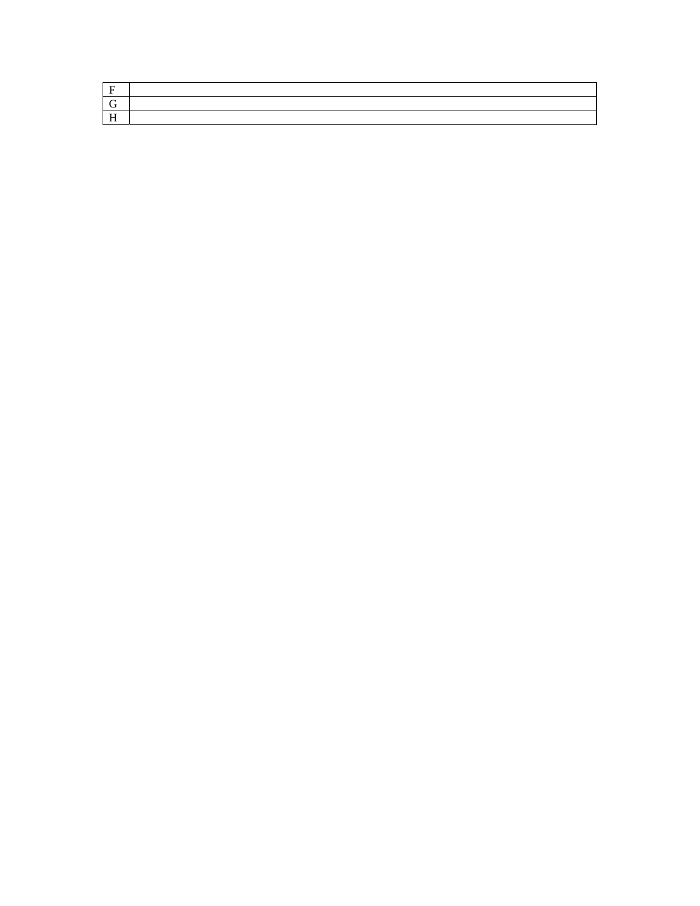| | |
|---|---|
| F | |
| G | |
| H | |